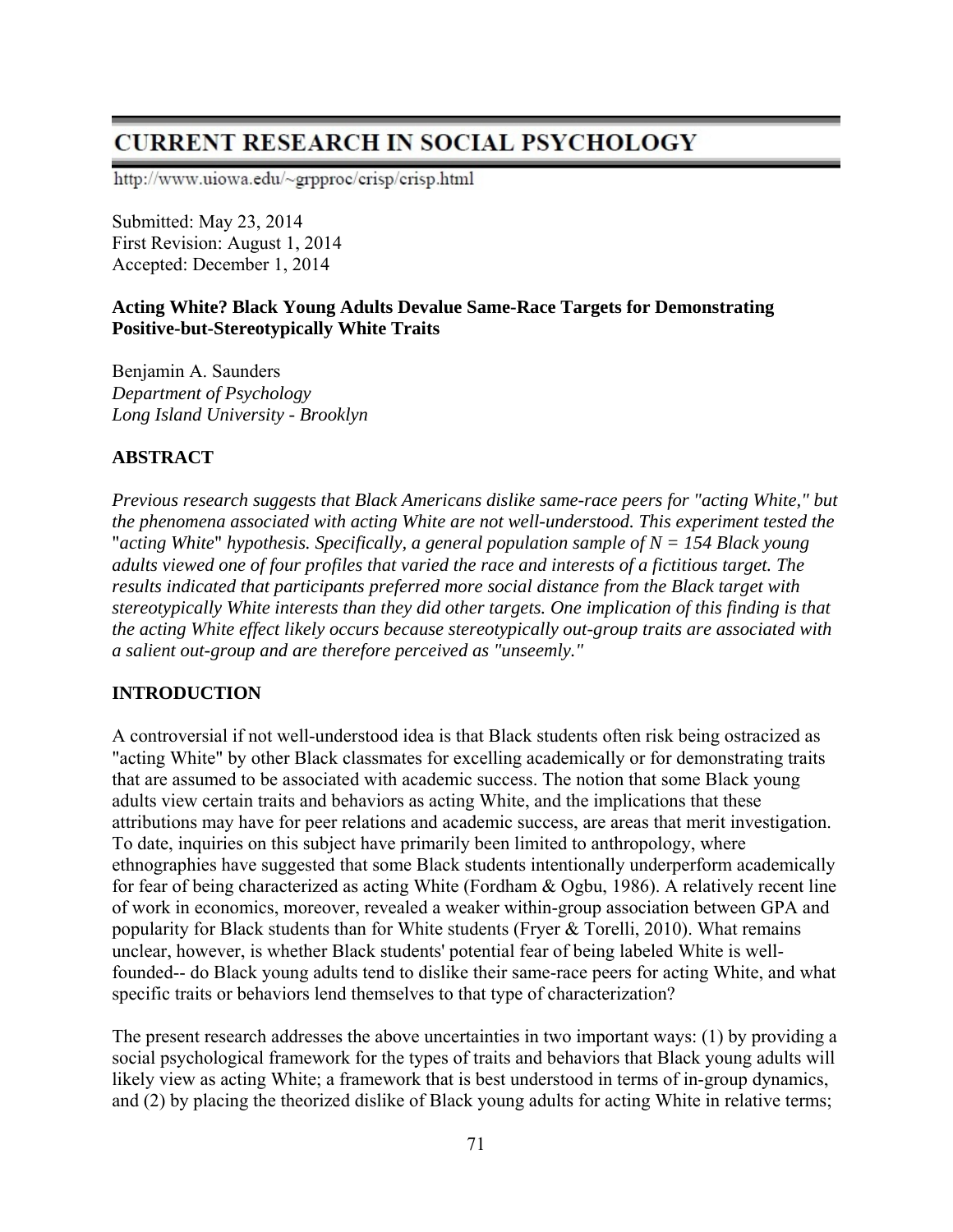# CURRENT RESEARCH IN SOCIAL PSYCHOLOGY

http://www.uiowa.edu/~grpproc/crisp/crisp.html

Submitted: May 23, 2014
First Revision: August 1, 2014
Accepted: December 1, 2014

**Acting White? Black Young Adults Devalue Same-Race Targets for Demonstrating Positive-but-Stereotypically White Traits**

Benjamin A. Saunders
*Department of Psychology*
*Long Island University - Brooklyn*

## ABSTRACT

*Previous research suggests that Black Americans dislike same-race peers for "acting White," but the phenomena associated with acting White are not well-understood. This experiment tested the "acting White" hypothesis. Specifically, a general population sample of $N = 154$ Black young adults viewed one of four profiles that varied the race and interests of a fictitious target. The results indicated that participants preferred more social distance from the Black target with stereotypically White interests than they did other targets. One implication of this finding is that the acting White effect likely occurs because stereotypically out-group traits are associated with a salient out-group and are therefore perceived as "unseemly."*

## INTRODUCTION

A controversial if not well-understood idea is that Black students often risk being ostracized as "acting White" by other Black classmates for excelling academically or for demonstrating traits that are assumed to be associated with academic success. The notion that some Black young adults view certain traits and behaviors as acting White, and the implications that these attributions may have for peer relations and academic success, are areas that merit investigation. To date, inquiries on this subject have primarily been limited to anthropology, where ethnographies have suggested that some Black students intentionally underperform academically for fear of being characterized as acting White (Fordham & Ogbu, 1986). A relatively recent line of work in economics, moreover, revealed a weaker within-group association between GPA and popularity for Black students than for White students (Fryer & Torelli, 2010). What remains unclear, however, is whether Black students' potential fear of being labeled White is well-founded-- do Black young adults tend to dislike their same-race peers for acting White, and what specific traits or behaviors lend themselves to that type of characterization?

The present research addresses the above uncertainties in two important ways: (1) by providing a social psychological framework for the types of traits and behaviors that Black young adults will likely view as acting White; a framework that is best understood in terms of in-group dynamics, and (2) by placing the theorized dislike of Black young adults for acting White in relative terms;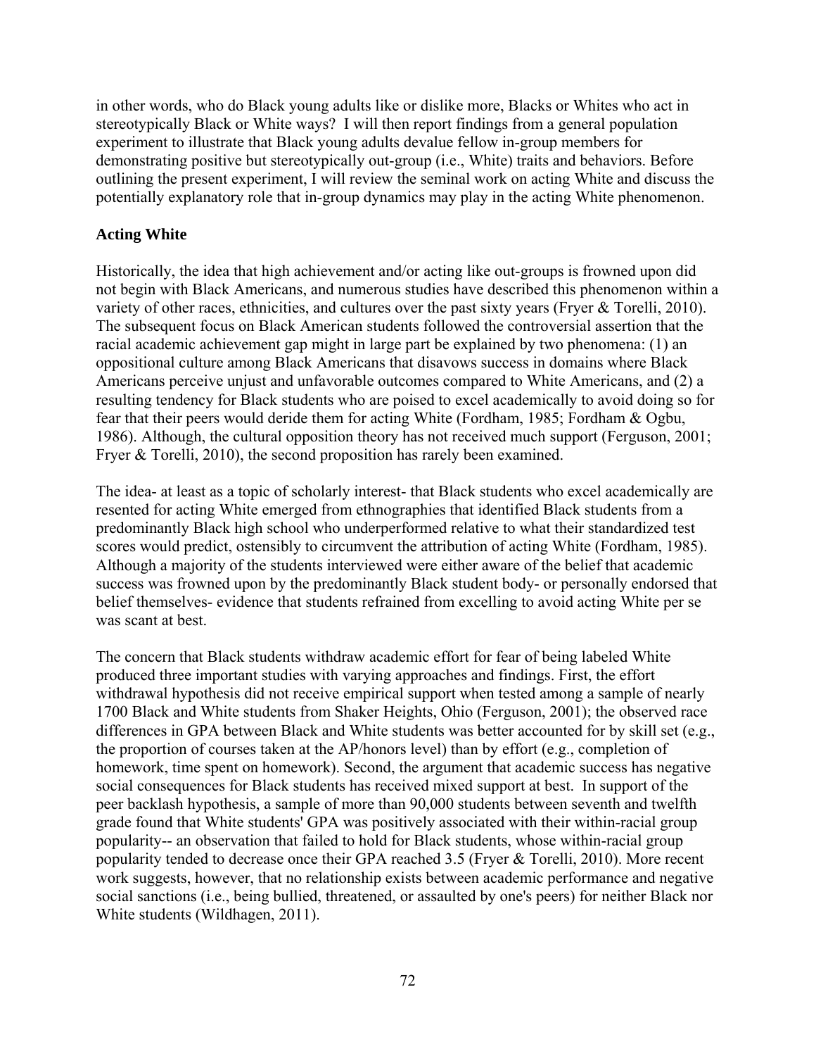in other words, who do Black young adults like or dislike more, Blacks or Whites who act in stereotypically Black or White ways? I will then report findings from a general population experiment to illustrate that Black young adults devalue fellow in-group members for demonstrating positive but stereotypically out-group (i.e., White) traits and behaviors. Before outlining the present experiment, I will review the seminal work on acting White and discuss the potentially explanatory role that in-group dynamics may play in the acting White phenomenon.

## Acting White

Historically, the idea that high achievement and/or acting like out-groups is frowned upon did not begin with Black Americans, and numerous studies have described this phenomenon within a variety of other races, ethnicities, and cultures over the past sixty years (Fryer & Torelli, 2010). The subsequent focus on Black American students followed the controversial assertion that the racial academic achievement gap might in large part be explained by two phenomena: (1) an oppositional culture among Black Americans that disavows success in domains where Black Americans perceive unjust and unfavorable outcomes compared to White Americans, and (2) a resulting tendency for Black students who are poised to excel academically to avoid doing so for fear that their peers would deride them for acting White (Fordham, 1985; Fordham & Ogbu, 1986). Although, the cultural opposition theory has not received much support (Ferguson, 2001; Fryer & Torelli, 2010), the second proposition has rarely been examined.

The idea- at least as a topic of scholarly interest- that Black students who excel academically are resented for acting White emerged from ethnographies that identified Black students from a predominantly Black high school who underperformed relative to what their standardized test scores would predict, ostensibly to circumvent the attribution of acting White (Fordham, 1985). Although a majority of the students interviewed were either aware of the belief that academic success was frowned upon by the predominantly Black student body- or personally endorsed that belief themselves- evidence that students refrained from excelling to avoid acting White per se was scant at best.

The concern that Black students withdraw academic effort for fear of being labeled White produced three important studies with varying approaches and findings. First, the effort withdrawal hypothesis did not receive empirical support when tested among a sample of nearly 1700 Black and White students from Shaker Heights, Ohio (Ferguson, 2001); the observed race differences in GPA between Black and White students was better accounted for by skill set (e.g., the proportion of courses taken at the AP/honors level) than by effort (e.g., completion of homework, time spent on homework). Second, the argument that academic success has negative social consequences for Black students has received mixed support at best. In support of the peer backlash hypothesis, a sample of more than 90,000 students between seventh and twelfth grade found that White students' GPA was positively associated with their within-racial group popularity-- an observation that failed to hold for Black students, whose within-racial group popularity tended to decrease once their GPA reached 3.5 (Fryer & Torelli, 2010). More recent work suggests, however, that no relationship exists between academic performance and negative social sanctions (i.e., being bullied, threatened, or assaulted by one's peers) for neither Black nor White students (Wildhagen, 2011).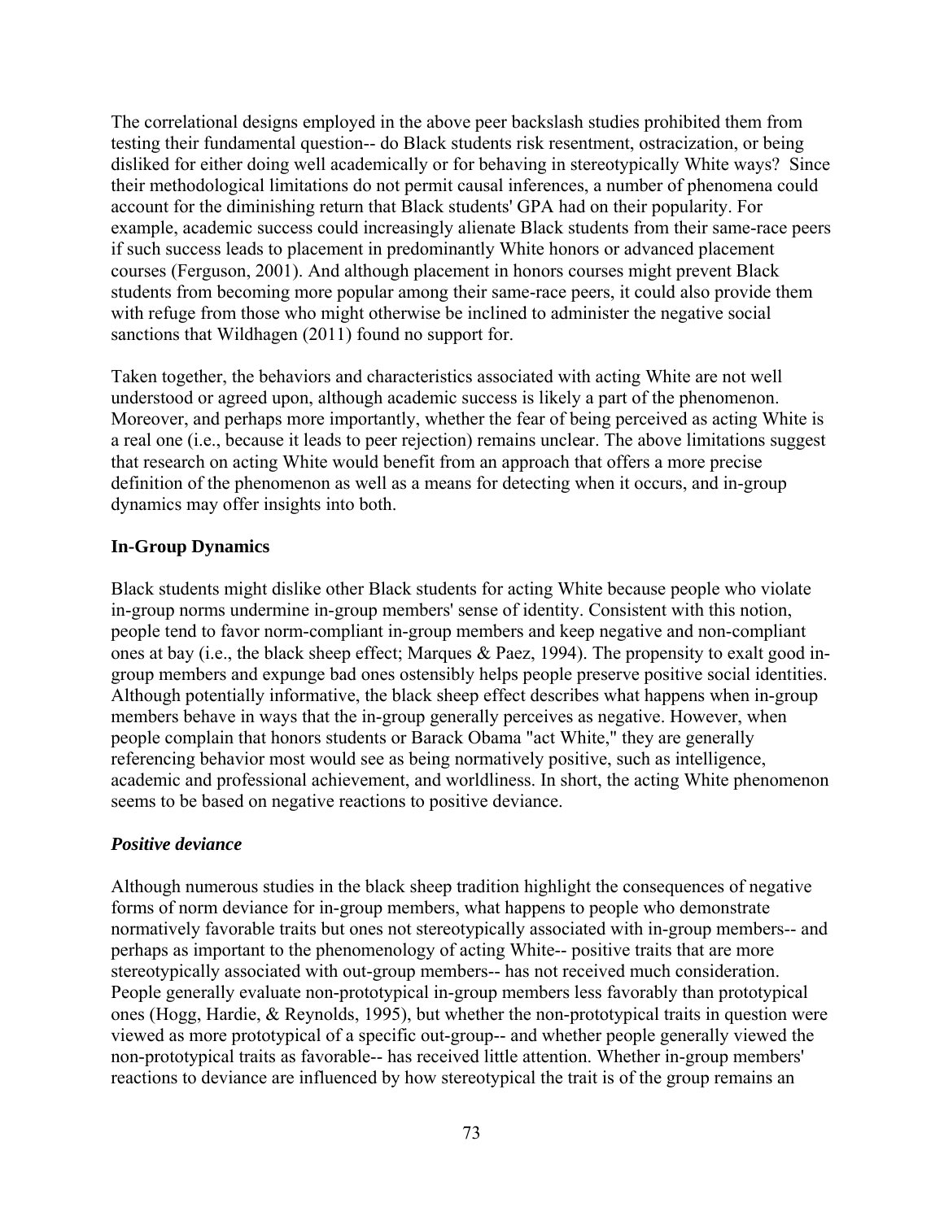The correlational designs employed in the above peer backslash studies prohibited them from testing their fundamental question-- do Black students risk resentment, ostracization, or being disliked for either doing well academically or for behaving in stereotypically White ways? Since their methodological limitations do not permit causal inferences, a number of phenomena could account for the diminishing return that Black students' GPA had on their popularity. For example, academic success could increasingly alienate Black students from their same-race peers if such success leads to placement in predominantly White honors or advanced placement courses (Ferguson, 2001). And although placement in honors courses might prevent Black students from becoming more popular among their same-race peers, it could also provide them with refuge from those who might otherwise be inclined to administer the negative social sanctions that Wildhagen (2011) found no support for.

Taken together, the behaviors and characteristics associated with acting White are not well understood or agreed upon, although academic success is likely a part of the phenomenon. Moreover, and perhaps more importantly, whether the fear of being perceived as acting White is a real one (i.e., because it leads to peer rejection) remains unclear. The above limitations suggest that research on acting White would benefit from an approach that offers a more precise definition of the phenomenon as well as a means for detecting when it occurs, and in-group dynamics may offer insights into both.

## In-Group Dynamics

Black students might dislike other Black students for acting White because people who violate in-group norms undermine in-group members' sense of identity. Consistent with this notion, people tend to favor norm-compliant in-group members and keep negative and non-compliant ones at bay (i.e., the black sheep effect; Marques & Paez, 1994). The propensity to exalt good in-group members and expunge bad ones ostensibly helps people preserve positive social identities. Although potentially informative, the black sheep effect describes what happens when in-group members behave in ways that the in-group generally perceives as negative. However, when people complain that honors students or Barack Obama "act White," they are generally referencing behavior most would see as being normatively positive, such as intelligence, academic and professional achievement, and worldliness. In short, the acting White phenomenon seems to be based on negative reactions to positive deviance.

### *Positive deviance*

Although numerous studies in the black sheep tradition highlight the consequences of negative forms of norm deviance for in-group members, what happens to people who demonstrate normatively favorable traits but ones not stereotypically associated with in-group members-- and perhaps as important to the phenomenology of acting White-- positive traits that are more stereotypically associated with out-group members-- has not received much consideration. People generally evaluate non-prototypical in-group members less favorably than prototypical ones (Hogg, Hardie, & Reynolds, 1995), but whether the non-prototypical traits in question were viewed as more prototypical of a specific out-group-- and whether people generally viewed the non-prototypical traits as favorable-- has received little attention. Whether in-group members' reactions to deviance are influenced by how stereotypical the trait is of the group remains an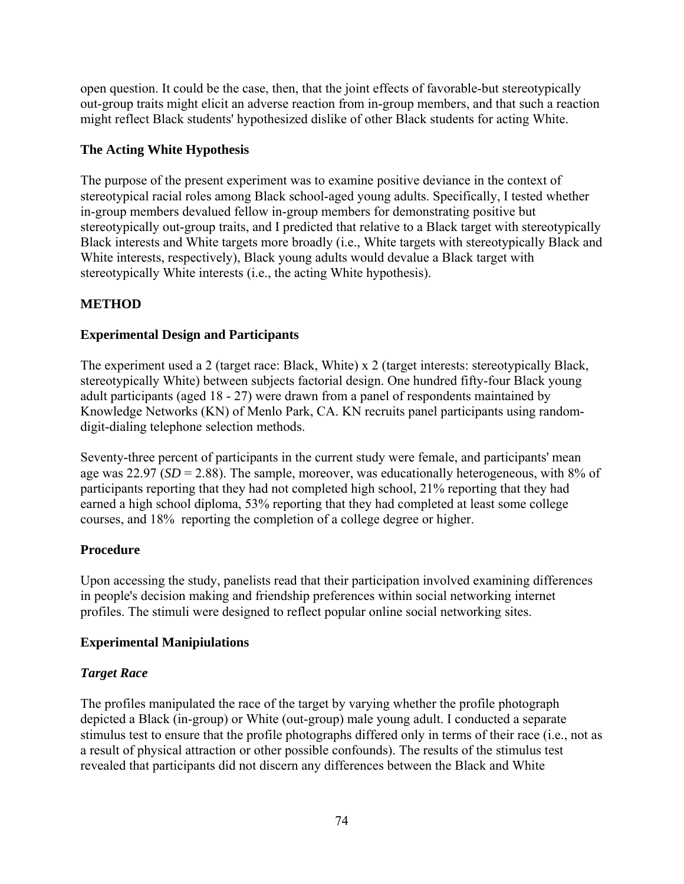open question. It could be the case, then, that the joint effects of favorable-but stereotypically out-group traits might elicit an adverse reaction from in-group members, and that such a reaction might reflect Black students' hypothesized dislike of other Black students for acting White.

## The Acting White Hypothesis

The purpose of the present experiment was to examine positive deviance in the context of stereotypical racial roles among Black school-aged young adults. Specifically, I tested whether in-group members devalued fellow in-group members for demonstrating positive but stereotypically out-group traits, and I predicted that relative to a Black target with stereotypically Black interests and White targets more broadly (i.e., White targets with stereotypically Black and White interests, respectively), Black young adults would devalue a Black target with stereotypically White interests (i.e., the acting White hypothesis).

## METHOD

### Experimental Design and Participants

The experiment used a 2 (target race: Black, White) x 2 (target interests: stereotypically Black, stereotypically White) between subjects factorial design. One hundred fifty-four Black young adult participants (aged 18 - 27) were drawn from a panel of respondents maintained by Knowledge Networks (KN) of Menlo Park, CA. KN recruits panel participants using random-digit-dialing telephone selection methods.

Seventy-three percent of participants in the current study were female, and participants' mean age was 22.97 (*SD* = 2.88). The sample, moreover, was educationally heterogeneous, with 8% of participants reporting that they had not completed high school, 21% reporting that they had earned a high school diploma, 53% reporting that they had completed at least some college courses, and 18% reporting the completion of a college degree or higher.

### Procedure

Upon accessing the study, panelists read that their participation involved examining differences in people's decision making and friendship preferences within social networking internet profiles. The stimuli were designed to reflect popular online social networking sites.

### Experimental Manipiulations

#### *Target Race*

The profiles manipulated the race of the target by varying whether the profile photograph depicted a Black (in-group) or White (out-group) male young adult. I conducted a separate stimulus test to ensure that the profile photographs differed only in terms of their race (i.e., not as a result of physical attraction or other possible confounds). The results of the stimulus test revealed that participants did not discern any differences between the Black and White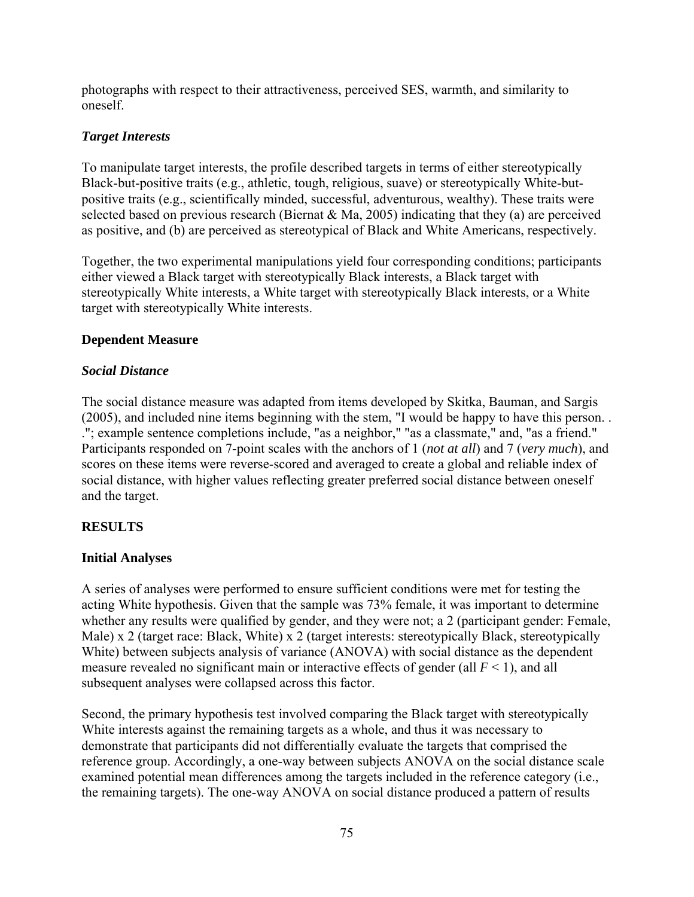photographs with respect to their attractiveness, perceived SES, warmth, and similarity to oneself.

### *Target Interests*

To manipulate target interests, the profile described targets in terms of either stereotypically Black-but-positive traits (e.g., athletic, tough, religious, suave) or stereotypically White-but-positive traits (e.g., scientifically minded, successful, adventurous, wealthy). These traits were selected based on previous research (Biernat & Ma, 2005) indicating that they (a) are perceived as positive, and (b) are perceived as stereotypical of Black and White Americans, respectively.

Together, the two experimental manipulations yield four corresponding conditions; participants either viewed a Black target with stereotypically Black interests, a Black target with stereotypically White interests, a White target with stereotypically Black interests, or a White target with stereotypically White interests.

## **Dependent Measure**

### *Social Distance*

The social distance measure was adapted from items developed by Skitka, Bauman, and Sargis (2005), and included nine items beginning with the stem, "I would be happy to have this person. . ."; example sentence completions include, "as a neighbor," "as a classmate," and, "as a friend." Participants responded on 7-point scales with the anchors of 1 (*not at all*) and 7 (*very much*), and scores on these items were reverse-scored and averaged to create a global and reliable index of social distance, with higher values reflecting greater preferred social distance between oneself and the target.

## **RESULTS**

## **Initial Analyses**

A series of analyses were performed to ensure sufficient conditions were met for testing the acting White hypothesis. Given that the sample was 73% female, it was important to determine whether any results were qualified by gender, and they were not; a 2 (participant gender: Female, Male) x 2 (target race: Black, White) x 2 (target interests: stereotypically Black, stereotypically White) between subjects analysis of variance (ANOVA) with social distance as the dependent measure revealed no significant main or interactive effects of gender (all $F < 1$), and all subsequent analyses were collapsed across this factor.

Second, the primary hypothesis test involved comparing the Black target with stereotypically White interests against the remaining targets as a whole, and thus it was necessary to demonstrate that participants did not differentially evaluate the targets that comprised the reference group. Accordingly, a one-way between subjects ANOVA on the social distance scale examined potential mean differences among the targets included in the reference category (i.e., the remaining targets). The one-way ANOVA on social distance produced a pattern of results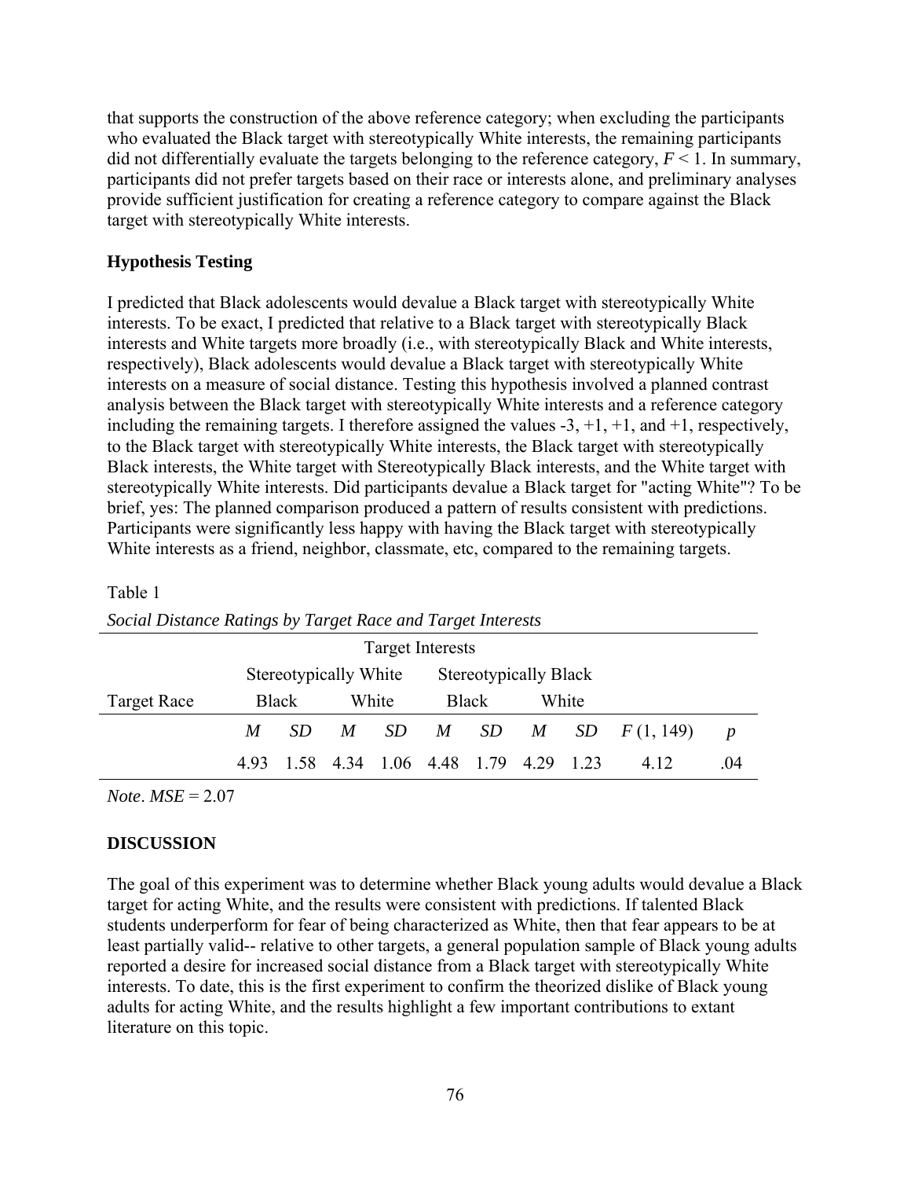that supports the construction of the above reference category; when excluding the participants who evaluated the Black target with stereotypically White interests, the remaining participants did not differentially evaluate the targets belonging to the reference category, $F < 1$. In summary, participants did not prefer targets based on their race or interests alone, and preliminary analyses provide sufficient justification for creating a reference category to compare against the Black target with stereotypically White interests.

**Hypothesis Testing**

I predicted that Black adolescents would devalue a Black target with stereotypically White interests. To be exact, I predicted that relative to a Black target with stereotypically Black interests and White targets more broadly (i.e., with stereotypically Black and White interests, respectively), Black adolescents would devalue a Black target with stereotypically White interests on a measure of social distance. Testing this hypothesis involved a planned contrast analysis between the Black target with stereotypically White interests and a reference category including the remaining targets. I therefore assigned the values -3, +1, +1, and +1, respectively, to the Black target with stereotypically White interests, the Black target with stereotypically Black interests, the White target with Stereotypically Black interests, and the White target with stereotypically White interests. Did participants devalue a Black target for "acting White"? To be brief, yes: The planned comparison produced a pattern of results consistent with predictions. Participants were significantly less happy with having the Black target with stereotypically White interests as a friend, neighbor, classmate, etc, compared to the remaining targets.

Table 1

*Social Distance Ratings by Target Race and Target Interests*

| | Target Interests | | | | | | | | | |
|---|---|---|---|---|---|---|---|---|---|---|
| | Stereotypically White | | | | Stereotypically Black | | | | | |
| Target Race | Black | | White | | Black | | White | | | |
| | *M* | *SD* | *M* | *SD* | *M* | *SD* | *M* | *SD* | $F(1, 149)$ | *p* |
| | 4.93 | 1.58 | 4.34 | 1.06 | 4.48 | 1.79 | 4.29 | 1.23 | 4.12 | .04 |

*Note*. $MSE = 2.07$

**DISCUSSION**

The goal of this experiment was to determine whether Black young adults would devalue a Black target for acting White, and the results were consistent with predictions. If talented Black students underperform for fear of being characterized as White, then that fear appears to be at least partially valid-- relative to other targets, a general population sample of Black young adults reported a desire for increased social distance from a Black target with stereotypically White interests. To date, this is the first experiment to confirm the theorized dislike of Black young adults for acting White, and the results highlight a few important contributions to extant literature on this topic.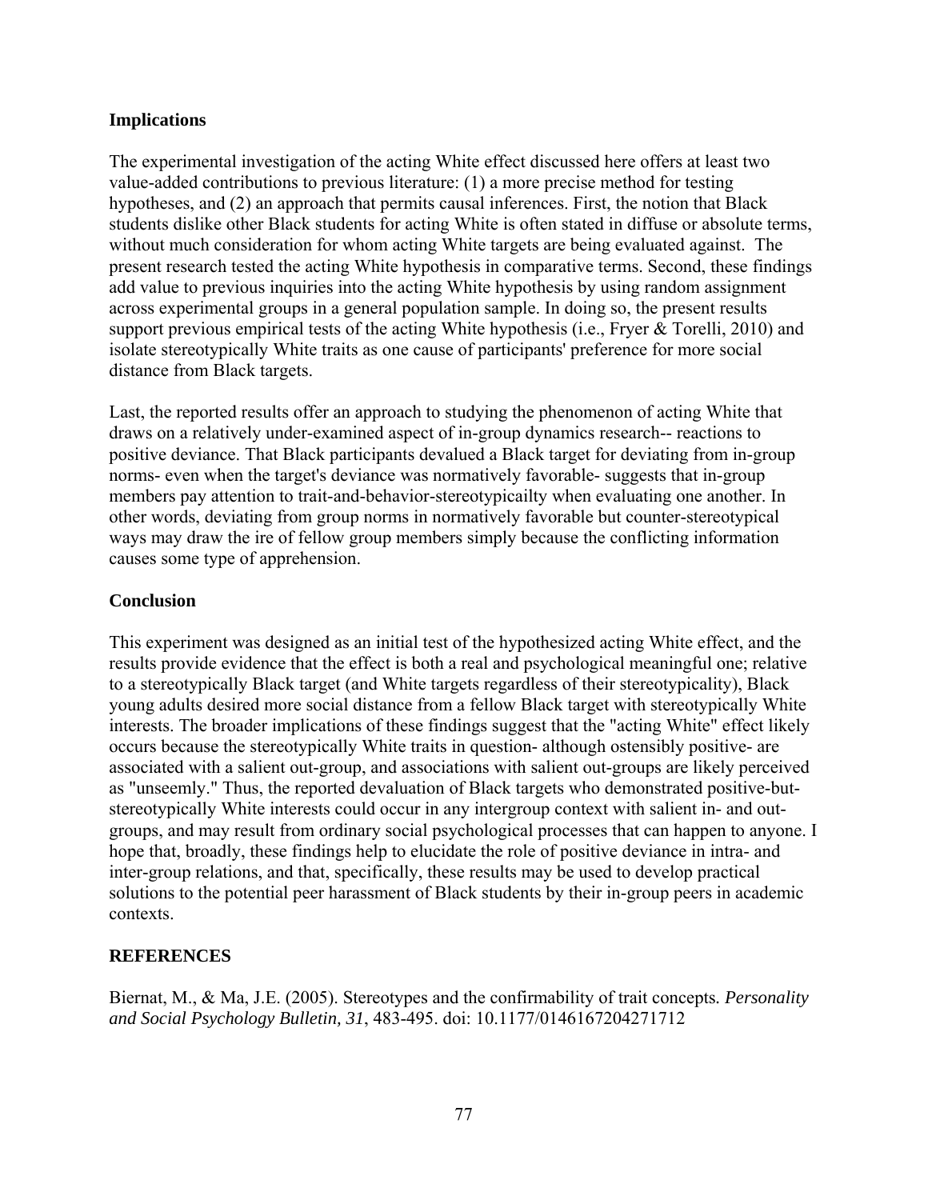## Implications

The experimental investigation of the acting White effect discussed here offers at least two value-added contributions to previous literature: (1) a more precise method for testing hypotheses, and (2) an approach that permits causal inferences. First, the notion that Black students dislike other Black students for acting White is often stated in diffuse or absolute terms, without much consideration for whom acting White targets are being evaluated against. The present research tested the acting White hypothesis in comparative terms. Second, these findings add value to previous inquiries into the acting White hypothesis by using random assignment across experimental groups in a general population sample. In doing so, the present results support previous empirical tests of the acting White hypothesis (i.e., Fryer & Torelli, 2010) and isolate stereotypically White traits as one cause of participants' preference for more social distance from Black targets.

Last, the reported results offer an approach to studying the phenomenon of acting White that draws on a relatively under-examined aspect of in-group dynamics research-- reactions to positive deviance. That Black participants devalued a Black target for deviating from in-group norms- even when the target's deviance was normatively favorable- suggests that in-group members pay attention to trait-and-behavior-stereotypicailty when evaluating one another. In other words, deviating from group norms in normatively favorable but counter-stereotypical ways may draw the ire of fellow group members simply because the conflicting information causes some type of apprehension.

## Conclusion

This experiment was designed as an initial test of the hypothesized acting White effect, and the results provide evidence that the effect is both a real and psychological meaningful one; relative to a stereotypically Black target (and White targets regardless of their stereotypicality), Black young adults desired more social distance from a fellow Black target with stereotypically White interests. The broader implications of these findings suggest that the "acting White" effect likely occurs because the stereotypically White traits in question- although ostensibly positive- are associated with a salient out-group, and associations with salient out-groups are likely perceived as "unseemly." Thus, the reported devaluation of Black targets who demonstrated positive-but-stereotypically White interests could occur in any intergroup context with salient in- and out-groups, and may result from ordinary social psychological processes that can happen to anyone. I hope that, broadly, these findings help to elucidate the role of positive deviance in intra- and inter-group relations, and that, specifically, these results may be used to develop practical solutions to the potential peer harassment of Black students by their in-group peers in academic contexts.

## REFERENCES

Biernat, M., & Ma, J.E. (2005). Stereotypes and the confirmability of trait concepts. *Personality and Social Psychology Bulletin, 31*, 483-495. doi: 10.1177/0146167204271712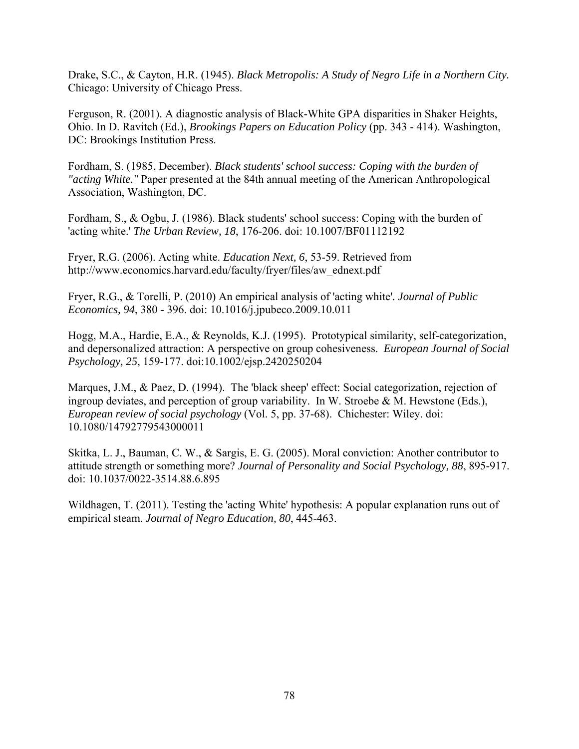Drake, S.C., & Cayton, H.R. (1945). *Black Metropolis: A Study of Negro Life in a Northern City.* Chicago: University of Chicago Press.

Ferguson, R. (2001). A diagnostic analysis of Black-White GPA disparities in Shaker Heights, Ohio. In D. Ravitch (Ed.), *Brookings Papers on Education Policy* (pp. 343 - 414). Washington, DC: Brookings Institution Press.

Fordham, S. (1985, December). *Black students' school success: Coping with the burden of "acting White."* Paper presented at the 84th annual meeting of the American Anthropological Association, Washington, DC.

Fordham, S., & Ogbu, J. (1986). Black students' school success: Coping with the burden of 'acting white.' *The Urban Review, 18*, 176-206. doi: 10.1007/BF01112192

Fryer, R.G. (2006). Acting white. *Education Next, 6*, 53-59. Retrieved from http://www.economics.harvard.edu/faculty/fryer/files/aw_ednext.pdf

Fryer, R.G., & Torelli, P. (2010) An empirical analysis of 'acting white'. *Journal of Public Economics, 94*, 380 - 396. doi: 10.1016/j.jpubeco.2009.10.011

Hogg, M.A., Hardie, E.A., & Reynolds, K.J. (1995). Prototypical similarity, self-categorization, and depersonalized attraction: A perspective on group cohesiveness. *European Journal of Social Psychology, 25*, 159-177. doi:10.1002/ejsp.2420250204

Marques, J.M., & Paez, D. (1994). The 'black sheep' effect: Social categorization, rejection of ingroup deviates, and perception of group variability. In W. Stroebe & M. Hewstone (Eds.), *European review of social psychology* (Vol. 5, pp. 37-68). Chichester: Wiley. doi: 10.1080/14792779543000011

Skitka, L. J., Bauman, C. W., & Sargis, E. G. (2005). Moral conviction: Another contributor to attitude strength or something more? *Journal of Personality and Social Psychology, 88*, 895-917. doi: 10.1037/0022-3514.88.6.895

Wildhagen, T. (2011). Testing the 'acting White' hypothesis: A popular explanation runs out of empirical steam. *Journal of Negro Education, 80*, 445-463.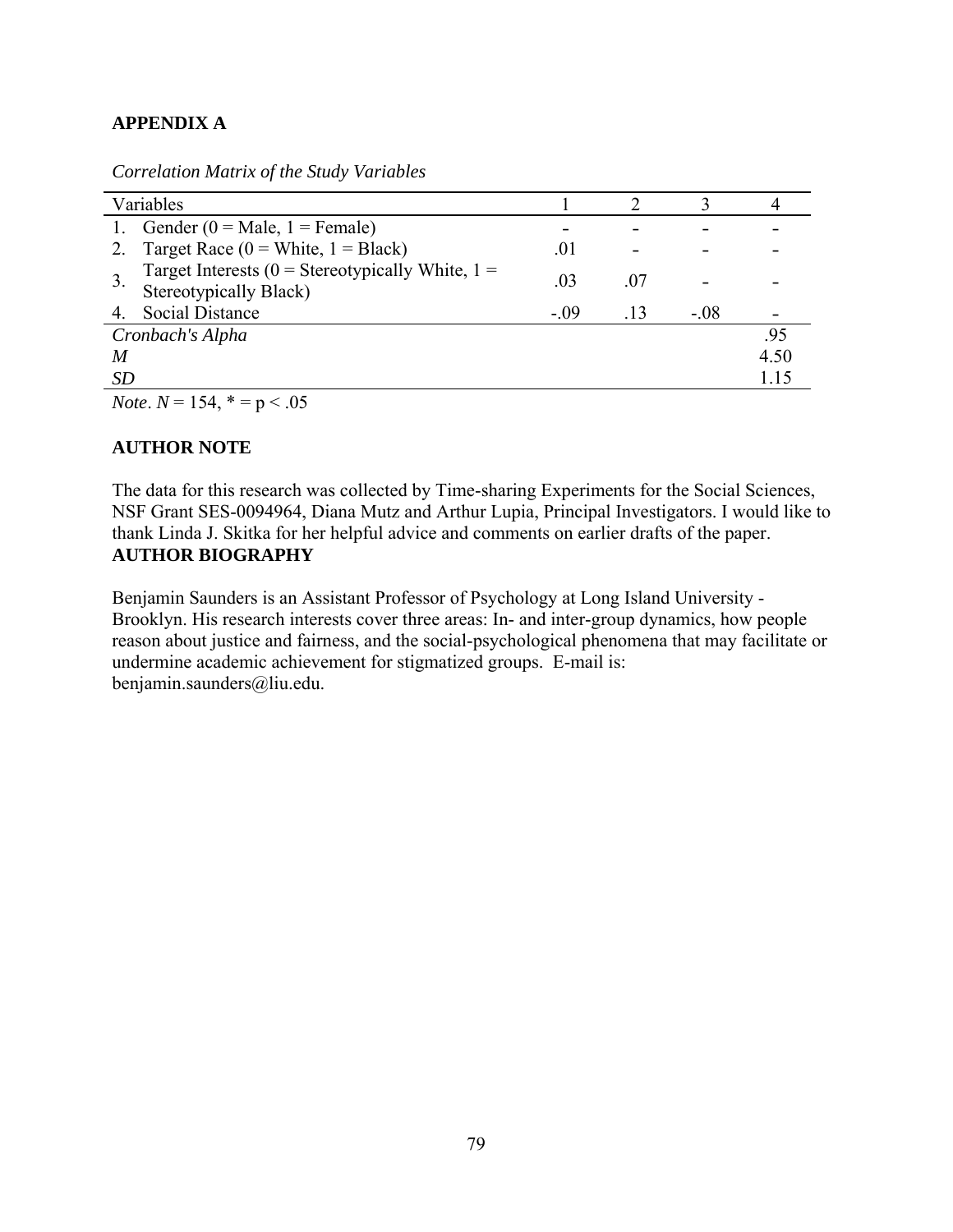## APPENDIX A

*Correlation Matrix of the Study Variables*

| Variables | 1 | 2 | 3 | 4 |
|---|---|---|---|---|
| 1. Gender (0 = Male, 1 = Female) | - | - | - | - |
| 2. Target Race (0 = White, 1 = Black) | .01 | - | - | - |
| 3. Target Interests (0 = Stereotypically White, 1 = Stereotypically Black) | .03 | .07 | - | - |
| 4. Social Distance | -.09 | .13 | -.08 | - |
| *Cronbach's Alpha* | | | | .95 |
| *M* | | | | 4.50 |
| *SD* | | | | 1.15 |

*Note*. $N = 154$, * = $p < .05$

## AUTHOR NOTE

The data for this research was collected by Time-sharing Experiments for the Social Sciences, NSF Grant SES-0094964, Diana Mutz and Arthur Lupia, Principal Investigators. I would like to thank Linda J. Skitka for her helpful advice and comments on earlier drafts of the paper.

## AUTHOR BIOGRAPHY

Benjamin Saunders is an Assistant Professor of Psychology at Long Island University - Brooklyn. His research interests cover three areas: In- and inter-group dynamics, how people reason about justice and fairness, and the social-psychological phenomena that may facilitate or undermine academic achievement for stigmatized groups. E-mail is: benjamin.saunders@liu.edu.